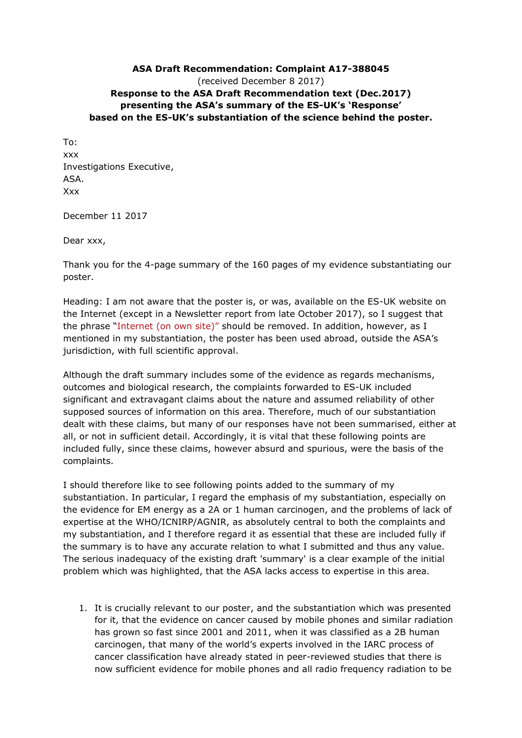**ASA Draft Recommendation: Complaint A17-388045**
(received December 8 2017)
**Response to the ASA Draft Recommendation text (Dec.2017) presenting the ASA's summary of the ES-UK's 'Response' based on the ES-UK's substantiation of the science behind the poster.**

To:
xxx
Investigations Executive,
ASA.
Xxx

December 11 2017

Dear xxx,

Thank you for the 4-page summary of the 160 pages of my evidence substantiating our poster.

Heading: I am not aware that the poster is, or was, available on the ES-UK website on the Internet (except in a Newsletter report from late October 2017), so I suggest that the phrase "Internet (on own site)" should be removed. In addition, however, as I mentioned in my substantiation, the poster has been used abroad, outside the ASA's jurisdiction, with full scientific approval.

Although the draft summary includes some of the evidence as regards mechanisms, outcomes and biological research, the complaints forwarded to ES-UK included significant and extravagant claims about the nature and assumed reliability of other supposed sources of information on this area. Therefore, much of our substantiation dealt with these claims, but many of our responses have not been summarised, either at all, or not in sufficient detail. Accordingly, it is vital that these following points are included fully, since these claims, however absurd and spurious, were the basis of the complaints.

I should therefore like to see following points added to the summary of my substantiation. In particular, I regard the emphasis of my substantiation, especially on the evidence for EM energy as a 2A or 1 human carcinogen, and the problems of lack of expertise at the WHO/ICNIRP/AGNIR, as absolutely central to both the complaints and my substantiation, and I therefore regard it as essential that these are included fully if the summary is to have any accurate relation to what I submitted and thus any value. The serious inadequacy of the existing draft 'summary' is a clear example of the initial problem which was highlighted, that the ASA lacks access to expertise in this area.

1. It is crucially relevant to our poster, and the substantiation which was presented for it, that the evidence on cancer caused by mobile phones and similar radiation has grown so fast since 2001 and 2011, when it was classified as a 2B human carcinogen, that many of the world's experts involved in the IARC process of cancer classification have already stated in peer-reviewed studies that there is now sufficient evidence for mobile phones and all radio frequency radiation to be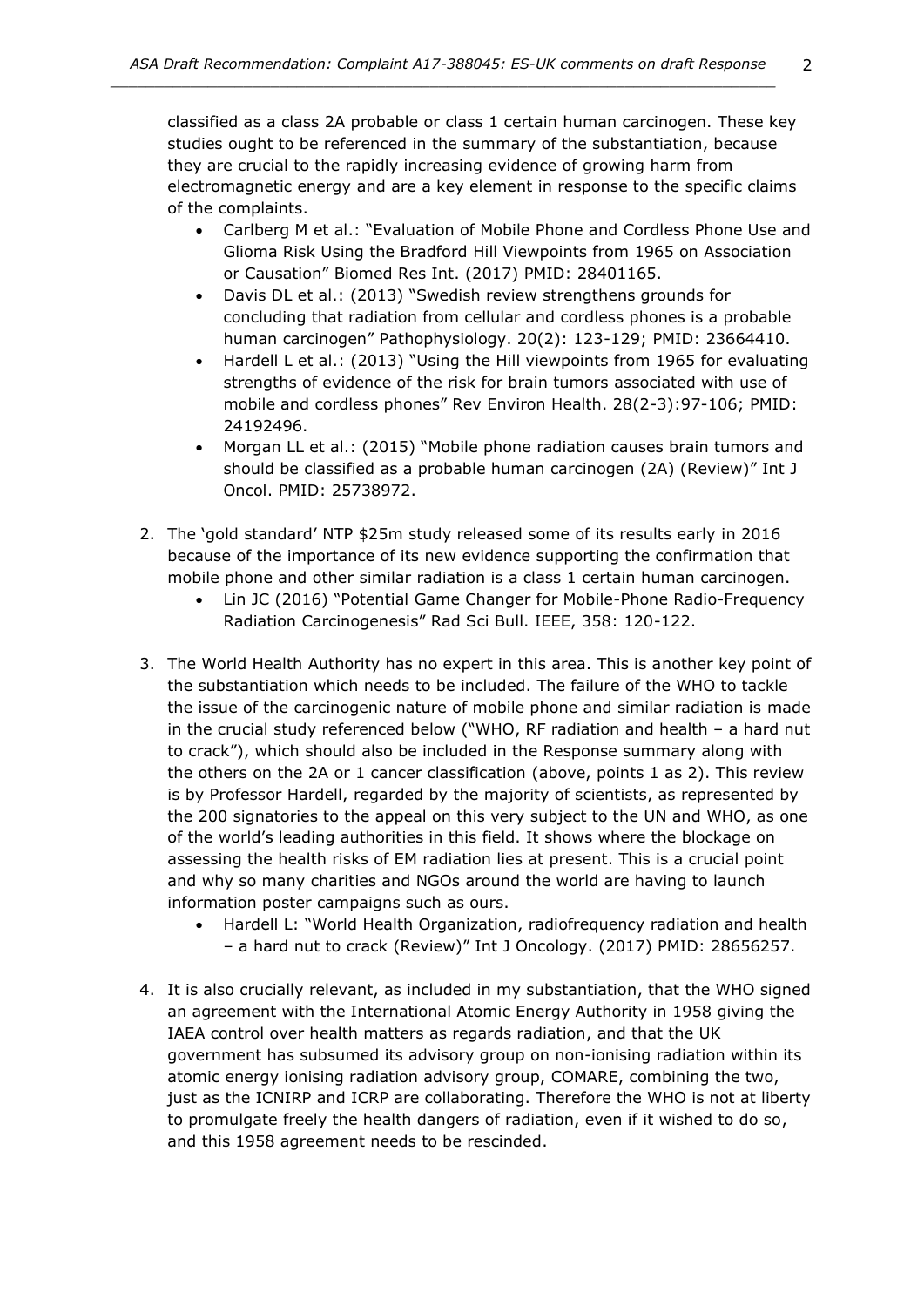classified as a class 2A probable or class 1 certain human carcinogen. These key studies ought to be referenced in the summary of the substantiation, because they are crucial to the rapidly increasing evidence of growing harm from electromagnetic energy and are a key element in response to the specific claims of the complaints.

- Carlberg M et al.: "Evaluation of Mobile Phone and Cordless Phone Use and Glioma Risk Using the Bradford Hill Viewpoints from 1965 on Association or Causation" Biomed Res Int. (2017) PMID: 28401165.
- Davis DL et al.: (2013) "Swedish review strengthens grounds for concluding that radiation from cellular and cordless phones is a probable human carcinogen" Pathophysiology. 20(2): 123-129; PMID: 23664410.
- Hardell L et al.: (2013) "Using the Hill viewpoints from 1965 for evaluating strengths of evidence of the risk for brain tumors associated with use of mobile and cordless phones" Rev Environ Health. 28(2-3):97-106; PMID: 24192496.
- Morgan LL et al.: (2015) "Mobile phone radiation causes brain tumors and should be classified as a probable human carcinogen (2A) (Review)" Int J Oncol. PMID: 25738972.

2. The 'gold standard' NTP $25m study released some of its results early in 2016 because of the importance of its new evidence supporting the confirmation that mobile phone and other similar radiation is a class 1 certain human carcinogen.
    - Lin JC (2016) "Potential Game Changer for Mobile-Phone Radio-Frequency Radiation Carcinogenesis" Rad Sci Bull. IEEE, 358: 120-122.

3. The World Health Authority has no expert in this area. This is another key point of the substantiation which needs to be included. The failure of the WHO to tackle the issue of the carcinogenic nature of mobile phone and similar radiation is made in the crucial study referenced below ("WHO, RF radiation and health – a hard nut to crack"), which should also be included in the Response summary along with the others on the 2A or 1 cancer classification (above, points 1 as 2). This review is by Professor Hardell, regarded by the majority of scientists, as represented by the 200 signatories to the appeal on this very subject to the UN and WHO, as one of the world's leading authorities in this field. It shows where the blockage on assessing the health risks of EM radiation lies at present. This is a crucial point and why so many charities and NGOs around the world are having to launch information poster campaigns such as ours.
    - Hardell L: "World Health Organization, radiofrequency radiation and health – a hard nut to crack (Review)" Int J Oncology. (2017) PMID: 28656257.

4. It is also crucially relevant, as included in my substantiation, that the WHO signed an agreement with the International Atomic Energy Authority in 1958 giving the IAEA control over health matters as regards radiation, and that the UK government has subsumed its advisory group on non-ionising radiation within its atomic energy ionising radiation advisory group, COMARE, combining the two, just as the ICNIRP and ICRP are collaborating. Therefore the WHO is not at liberty to promulgate freely the health dangers of radiation, even if it wished to do so, and this 1958 agreement needs to be rescinded.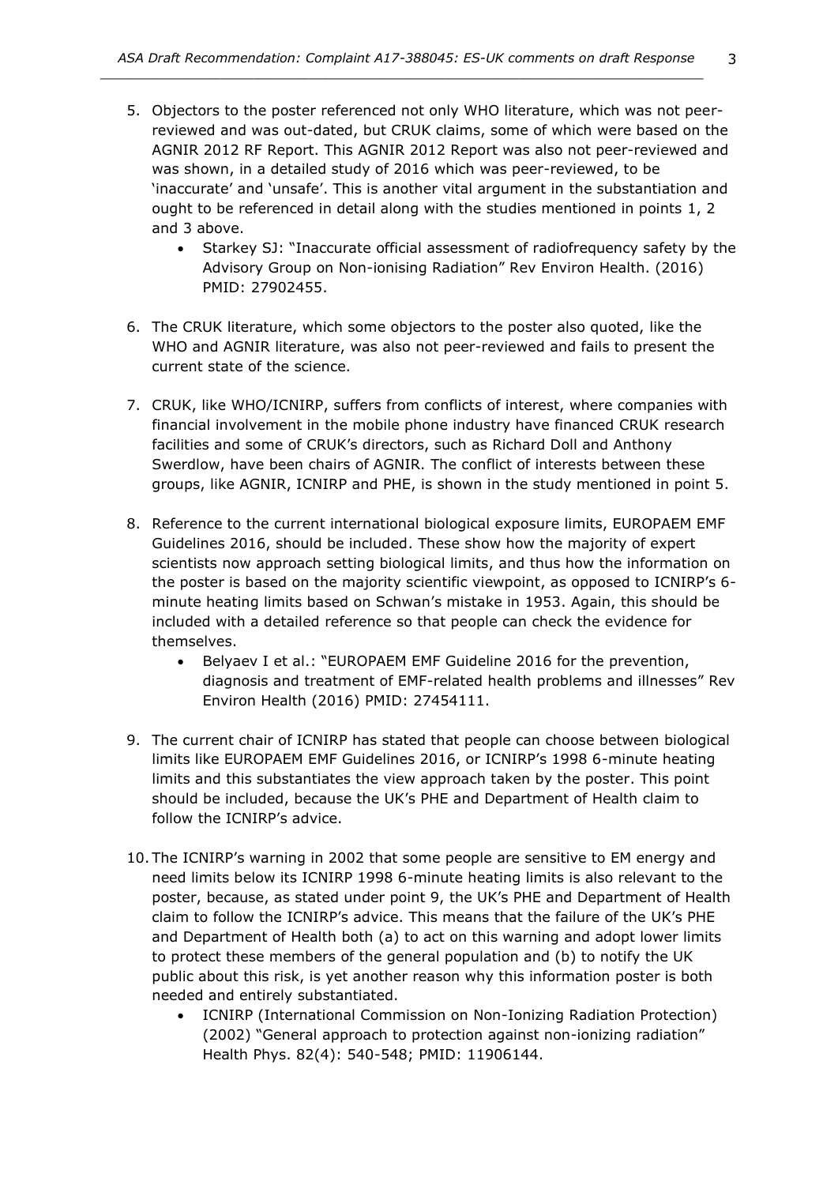5. Objectors to the poster referenced not only WHO literature, which was not peer-reviewed and was out-dated, but CRUK claims, some of which were based on the AGNIR 2012 RF Report. This AGNIR 2012 Report was also not peer-reviewed and was shown, in a detailed study of 2016 which was peer-reviewed, to be 'inaccurate' and 'unsafe'. This is another vital argument in the substantiation and ought to be referenced in detail along with the studies mentioned in points 1, 2 and 3 above.
   - Starkey SJ: "Inaccurate official assessment of radiofrequency safety by the Advisory Group on Non-ionising Radiation" Rev Environ Health. (2016) PMID: 27902455.

6. The CRUK literature, which some objectors to the poster also quoted, like the WHO and AGNIR literature, was also not peer-reviewed and fails to present the current state of the science.

7. CRUK, like WHO/ICNIRP, suffers from conflicts of interest, where companies with financial involvement in the mobile phone industry have financed CRUK research facilities and some of CRUK's directors, such as Richard Doll and Anthony Swerdlow, have been chairs of AGNIR. The conflict of interests between these groups, like AGNIR, ICNIRP and PHE, is shown in the study mentioned in point 5.

8. Reference to the current international biological exposure limits, EUROPAEM EMF Guidelines 2016, should be included. These show how the majority of expert scientists now approach setting biological limits, and thus how the information on the poster is based on the majority scientific viewpoint, as opposed to ICNIRP's 6-minute heating limits based on Schwan's mistake in 1953. Again, this should be included with a detailed reference so that people can check the evidence for themselves.
   - Belyaev I et al.: "EUROPAEM EMF Guideline 2016 for the prevention, diagnosis and treatment of EMF-related health problems and illnesses" Rev Environ Health (2016) PMID: 27454111.

9. The current chair of ICNIRP has stated that people can choose between biological limits like EUROPAEM EMF Guidelines 2016, or ICNIRP's 1998 6-minute heating limits and this substantiates the view approach taken by the poster. This point should be included, because the UK's PHE and Department of Health claim to follow the ICNIRP's advice.

10. The ICNIRP's warning in 2002 that some people are sensitive to EM energy and need limits below its ICNIRP 1998 6-minute heating limits is also relevant to the poster, because, as stated under point 9, the UK's PHE and Department of Health claim to follow the ICNIRP's advice. This means that the failure of the UK's PHE and Department of Health both (a) to act on this warning and adopt lower limits to protect these members of the general population and (b) to notify the UK public about this risk, is yet another reason why this information poster is both needed and entirely substantiated.
    - ICNIRP (International Commission on Non-Ionizing Radiation Protection) (2002) "General approach to protection against non-ionizing radiation" Health Phys. 82(4): 540-548; PMID: 11906144.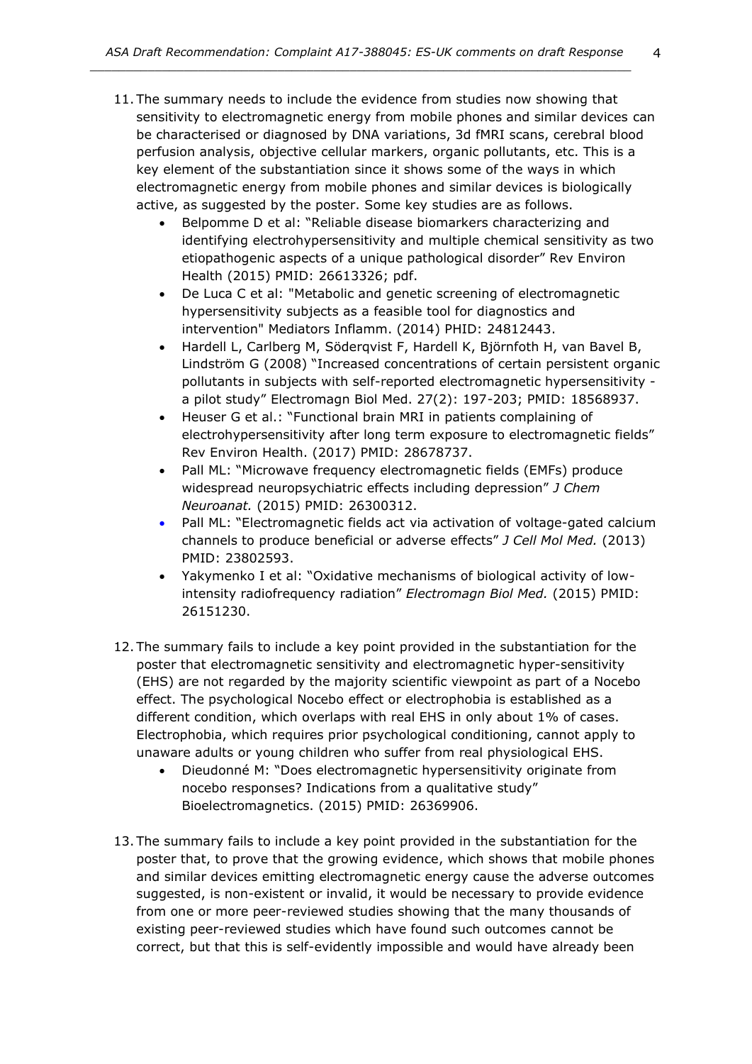11. The summary needs to include the evidence from studies now showing that sensitivity to electromagnetic energy from mobile phones and similar devices can be characterised or diagnosed by DNA variations, 3d fMRI scans, cerebral blood perfusion analysis, objective cellular markers, organic pollutants, etc. This is a key element of the substantiation since it shows some of the ways in which electromagnetic energy from mobile phones and similar devices is biologically active, as suggested by the poster. Some key studies are as follows.
    - Belpomme D et al: "Reliable disease biomarkers characterizing and identifying electrohypersensitivity and multiple chemical sensitivity as two etiopathogenic aspects of a unique pathological disorder" Rev Environ Health (2015) PMID: 26613326; pdf.
    - De Luca C et al: "Metabolic and genetic screening of electromagnetic hypersensitivity subjects as a feasible tool for diagnostics and intervention" Mediators Inflamm. (2014) PHID: 24812443.
    - Hardell L, Carlberg M, Söderqvist F, Hardell K, Björnfoth H, van Bavel B, Lindström G (2008) "Increased concentrations of certain persistent organic pollutants in subjects with self-reported electromagnetic hypersensitivity - a pilot study" Electromagn Biol Med. 27(2): 197-203; PMID: 18568937.
    - Heuser G et al.: "Functional brain MRI in patients complaining of electrohypersensitivity after long term exposure to electromagnetic fields" Rev Environ Health. (2017) PMID: 28678737.
    - Pall ML: "Microwave frequency electromagnetic fields (EMFs) produce widespread neuropsychiatric effects including depression" *J Chem Neuroanat.* (2015) PMID: 26300312.
    - Pall ML: "Electromagnetic fields act via activation of voltage-gated calcium channels to produce beneficial or adverse effects" *J Cell Mol Med.* (2013) PMID: 23802593.
    - Yakymenko I et al: "Oxidative mechanisms of biological activity of low-intensity radiofrequency radiation" *Electromagn Biol Med.* (2015) PMID: 26151230.

12. The summary fails to include a key point provided in the substantiation for the poster that electromagnetic sensitivity and electromagnetic hyper-sensitivity (EHS) are not regarded by the majority scientific viewpoint as part of a Nocebo effect. The psychological Nocebo effect or electrophobia is established as a different condition, which overlaps with real EHS in only about 1% of cases. Electrophobia, which requires prior psychological conditioning, cannot apply to unaware adults or young children who suffer from real physiological EHS.
    - Dieudonné M: "Does electromagnetic hypersensitivity originate from nocebo responses? Indications from a qualitative study" Bioelectromagnetics. (2015) PMID: 26369906.

13. The summary fails to include a key point provided in the substantiation for the poster that, to prove that the growing evidence, which shows that mobile phones and similar devices emitting electromagnetic energy cause the adverse outcomes suggested, is non-existent or invalid, it would be necessary to provide evidence from one or more peer-reviewed studies showing that the many thousands of existing peer-reviewed studies which have found such outcomes cannot be correct, but that this is self-evidently impossible and would have already been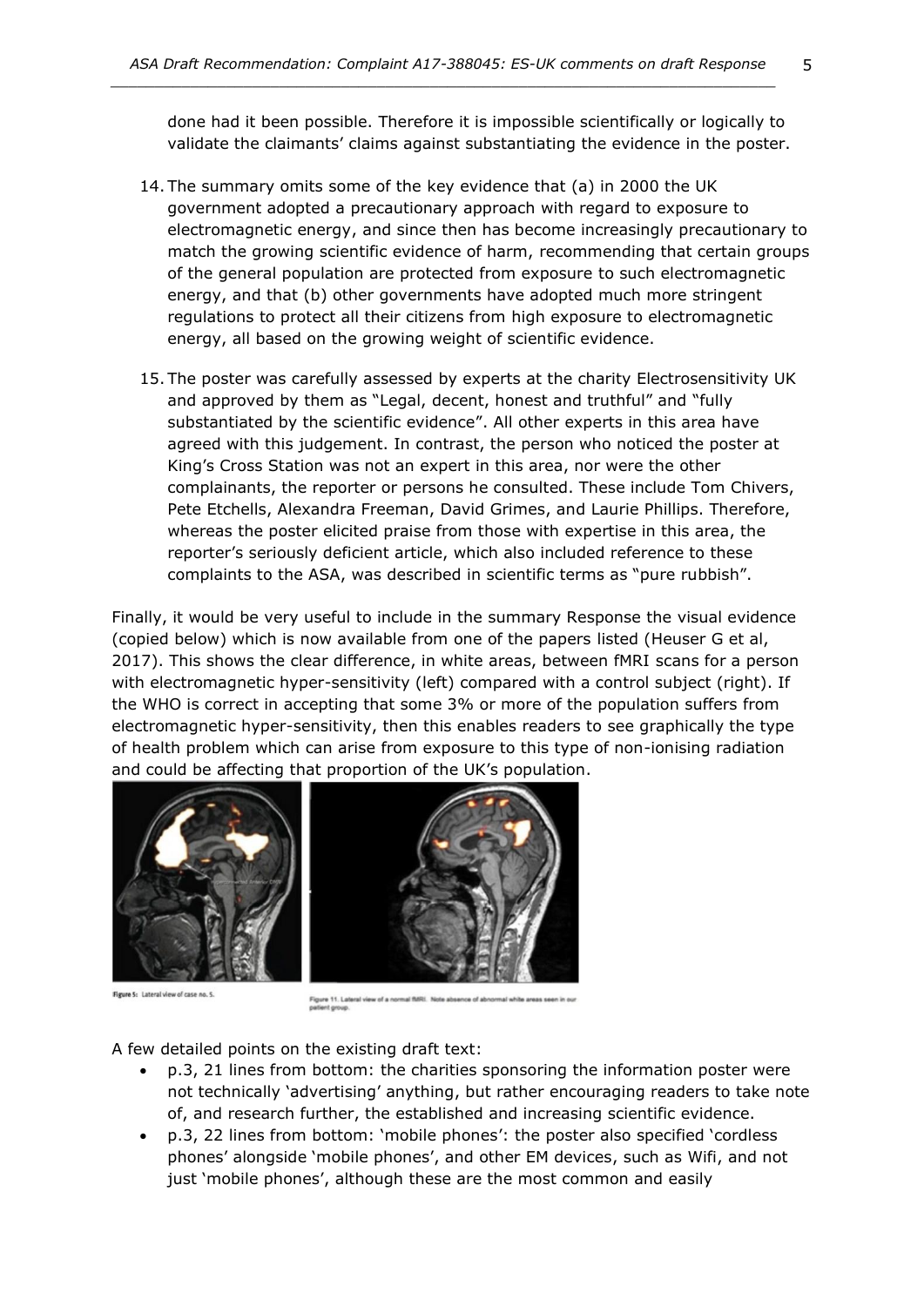done had it been possible. Therefore it is impossible scientifically or logically to validate the claimants' claims against substantiating the evidence in the poster.

14. The summary omits some of the key evidence that (a) in 2000 the UK government adopted a precautionary approach with regard to exposure to electromagnetic energy, and since then has become increasingly precautionary to match the growing scientific evidence of harm, recommending that certain groups of the general population are protected from exposure to such electromagnetic energy, and that (b) other governments have adopted much more stringent regulations to protect all their citizens from high exposure to electromagnetic energy, all based on the growing weight of scientific evidence.

15. The poster was carefully assessed by experts at the charity Electrosensitivity UK and approved by them as "Legal, decent, honest and truthful" and "fully substantiated by the scientific evidence". All other experts in this area have agreed with this judgement. In contrast, the person who noticed the poster at King's Cross Station was not an expert in this area, nor were the other complainants, the reporter or persons he consulted. These include Tom Chivers, Pete Etchells, Alexandra Freeman, David Grimes, and Laurie Phillips. Therefore, whereas the poster elicited praise from those with expertise in this area, the reporter's seriously deficient article, which also included reference to these complaints to the ASA, was described in scientific terms as "pure rubbish".

Finally, it would be very useful to include in the summary Response the visual evidence (copied below) which is now available from one of the papers listed (Heuser G et al, 2017). This shows the clear difference, in white areas, between fMRI scans for a person with electromagnetic hyper-sensitivity (left) compared with a control subject (right). If the WHO is correct in accepting that some 3% or more of the population suffers from electromagnetic hyper-sensitivity, then this enables readers to see graphically the type of health problem which can arise from exposure to this type of non-ionising radiation and could be affecting that proportion of the UK's population.

Figure 5: Lateral view of case no. 5.

Figure 11. Lateral view of a normal fMRI. Note absence of abnormal white areas seen in our patient group.

A few detailed points on the existing draft text:

- p.3, 21 lines from bottom: the charities sponsoring the information poster were not technically 'advertising' anything, but rather encouraging readers to take note of, and research further, the established and increasing scientific evidence.
- p.3, 22 lines from bottom: 'mobile phones': the poster also specified 'cordless phones' alongside 'mobile phones', and other EM devices, such as Wifi, and not just 'mobile phones', although these are the most common and easily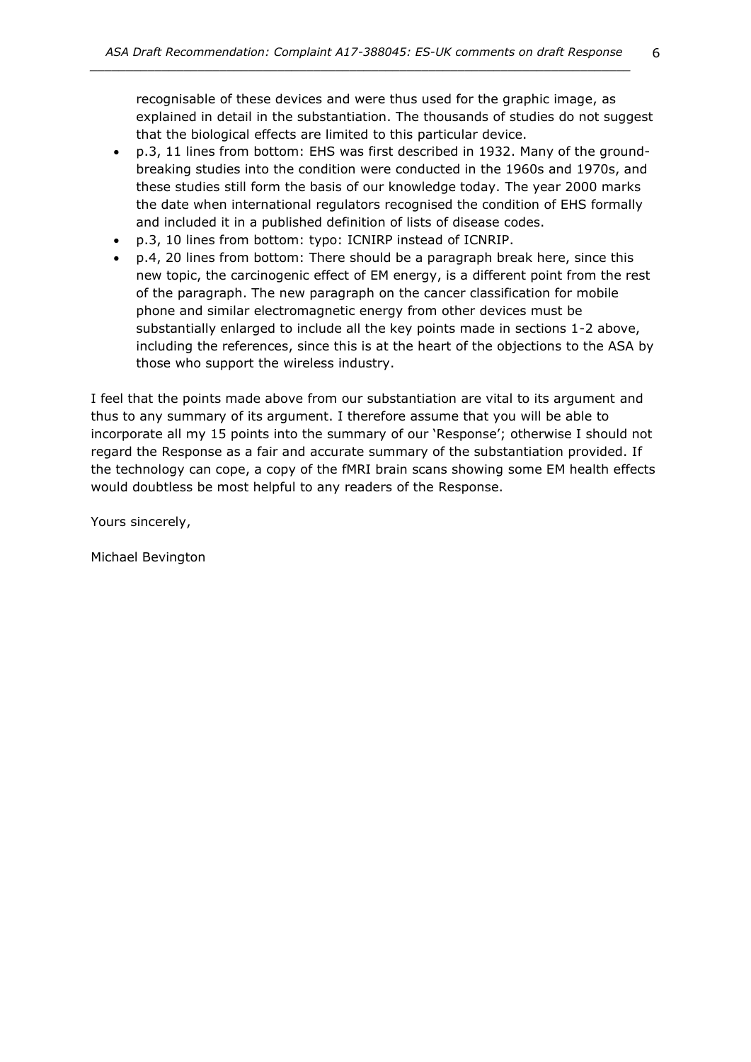recognisable of these devices and were thus used for the graphic image, as explained in detail in the substantiation. The thousands of studies do not suggest that the biological effects are limited to this particular device.

- p.3, 11 lines from bottom: EHS was first described in 1932. Many of the ground-breaking studies into the condition were conducted in the 1960s and 1970s, and these studies still form the basis of our knowledge today. The year 2000 marks the date when international regulators recognised the condition of EHS formally and included it in a published definition of lists of disease codes.
- p.3, 10 lines from bottom: typo: ICNIRP instead of ICNRIP.
- p.4, 20 lines from bottom: There should be a paragraph break here, since this new topic, the carcinogenic effect of EM energy, is a different point from the rest of the paragraph. The new paragraph on the cancer classification for mobile phone and similar electromagnetic energy from other devices must be substantially enlarged to include all the key points made in sections 1-2 above, including the references, since this is at the heart of the objections to the ASA by those who support the wireless industry.

I feel that the points made above from our substantiation are vital to its argument and thus to any summary of its argument. I therefore assume that you will be able to incorporate all my 15 points into the summary of our 'Response'; otherwise I should not regard the Response as a fair and accurate summary of the substantiation provided. If the technology can cope, a copy of the fMRI brain scans showing some EM health effects would doubtless be most helpful to any readers of the Response.

Yours sincerely,

Michael Bevington